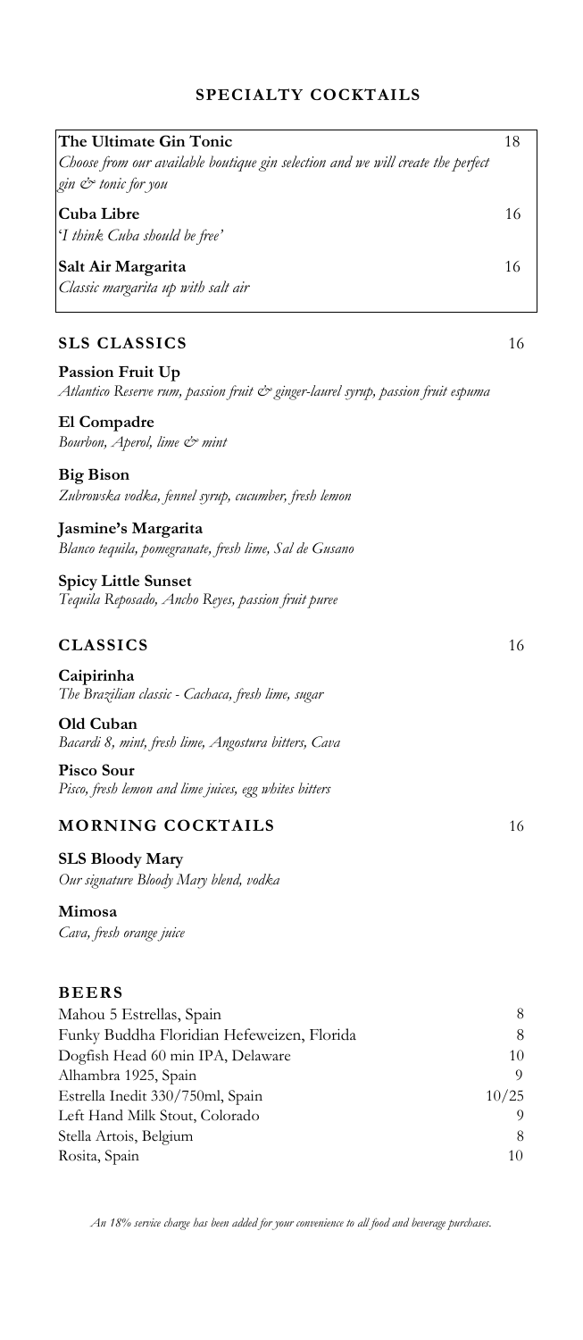## SPECIALTY COCKTAILS

**The Ultimate Gin Tonic** 18
*Choose from our available boutique gin selection and we will create the perfect gin & tonic for you*

**Cuba Libre** 16
*'I think Cuba should be free'*

**Salt Air Margarita** 16
*Classic margarita up with salt air*

## SLS CLASSICS 16

**Passion Fruit Up**
*Atlantico Reserve rum, passion fruit & ginger-laurel syrup, passion fruit espuma*

**El Compadre**
*Bourbon, Aperol, lime & mint*

**Big Bison**
*Zubrowska vodka, fennel syrup, cucumber, fresh lemon*

**Jasmine's Margarita**
*Blanco tequila, pomegranate, fresh lime, Sal de Gusano*

**Spicy Little Sunset**
*Tequila Reposado, Ancho Reyes, passion fruit puree*

## CLASSICS 16

**Caipirinha**
*The Brazilian classic - Cachaca, fresh lime, sugar*

**Old Cuban**
*Bacardi 8, mint, fresh lime, Angostura bitters, Cava*

**Pisco Sour**
*Pisco, fresh lemon and lime juices, egg whites bitters*

## MORNING COCKTAILS 16

**SLS Bloody Mary**
*Our signature Bloody Mary blend, vodka*

**Mimosa**
*Cava, fresh orange juice*

## BEERS

| Beer | Price |
|---|---|
| Mahou 5 Estrellas, Spain | 8 |
| Funky Buddha Floridian Hefeweizen, Florida | 8 |
| Dogfish Head 60 min IPA, Delaware | 10 |
| Alhambra 1925, Spain | 9 |
| Estrella Inedit 330/750ml, Spain | 10/25 |
| Left Hand Milk Stout, Colorado | 9 |
| Stella Artois, Belgium | 8 |
| Rosita, Spain | 10 |

*An 18% service charge has been added for your convenience to all food and beverage purchases.*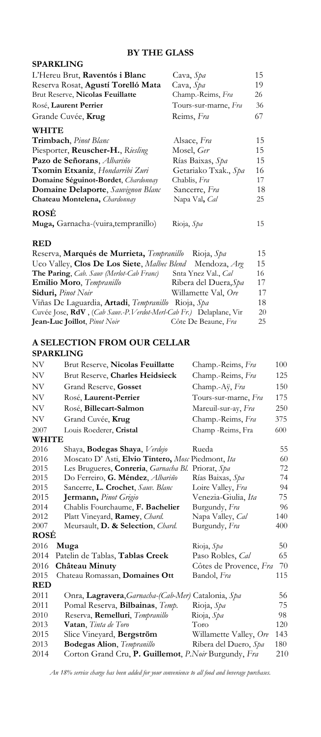## BY THE GLASS

### SPARKLING

| | | |
|---|---|---|
| L'Hereu Brut, **Raventós i Blanc** | Cava, *Spa* | 15 |
| Reserva Rosat, **Agustí Torelló Mata** | Cava, *Spa* | 19 |
| Brut Reserve, **Nicolas Feuillatte** | Champ.-Reims, *Fra* | 26 |
| Rosé, **Laurent Perrier** | Tours-sur-marne, *Fra* | 36 |
| Grande Cuvée, **Krug** | Reims, *Fra* | 67 |

### WHITE

| | | |
|---|---|---|
| **Trimbach**, *Pinot Blanc* | Alsace, *Fra* | 15 |
| Piesporter, **Reuscher-H.**, *Riesling* | Mosel, *Ger* | 15 |
| **Pazo de Señorans**, *Albariño* | Rías Baixas, *Spa* | 15 |
| **Txomin Etxaniz**, *Hondarribi Zuri* | Getariako Txak., *Spa* | 16 |
| **Domaine Séguinot-Bordet**, *Chardonnay* | Chablis, *Fra* | 17 |
| **Domaine Delaporte**, *Sauvignon Blanc* | Sancerre, *Fra* | 18 |
| **Chateau Montelena,** *Chardonnay* | Napa Val**,** *Cal* | 25 |

### ROSÉ

| | | |
|---|---|---|
| **Muga,** Garnacha-(vuira,tempranillo) | Rioja, *Spa* | 15 |

### RED

| | | |
|---|---|---|
| Reserva, **Marqués de Murrieta,** *Tempranillo* | Rioja, *Spa* | 15 |
| Uco Valley, **Clos De Los Siete**, *Malbec Blend* | Mendoza, *Arg* | 15 |
| **The Paring**, *Cab. Sauv (Merlot-Cab Franc)* | Snta Ynez Val., *Cal* | 16 |
| **Emilio Moro**, *Tempranillo* | Ribera del Duera,*Spa* | 17 |
| **Siduri,** *Pinot Noir* | Willamette Val, *Ore* | 17 |
| Viñas De Laguardia, **Artadi**, *Tempranillo* | Rioja, *Spa* | 18 |
| Cuvée Jose, **RdV** , *(Cab Sauv.-P.Verdot-Merl-Cab Fr.)* | Delaplane, *Vir* | 20 |
| **Jean-Luc Joillot**, *Pinot Noir* | Côte De Beaune, *Fra* | 25 |

## A SELECTION FROM OUR CELLAR

### SPARKLING

| | | | |
|---|---|---|---|
| NV | Brut Reserve, **Nicolas Feuillatte** | Champ.-Reims, *Fra* | 100 |
| NV | Brut Reserve, **Charles Heidsieck** | Champ.-Reims, *Fra* | 125 |
| NV | Grand Reserve, **Gosset** | Champ.-Aÿ, *Fra* | 150 |
| NV | Rosé, **Laurent-Perrier** | Tours-sur-marne, *Fra* | 175 |
| NV | Rosé, **Billecart-Salmon** | Mareuil-sur-ay, *Fra* | 250 |
| NV | Grand Cuvée, **Krug** | Champ.-Reims, *Fra* | 375 |
| 2007 | Louis Roederer, **Cristal** | Champ -Reims, Fra | 600 |

### WHITE

| | | | |
|---|---|---|---|
| 2016 | Shaya, **Bodegas Shaya**, *Verdejo* | Rueda | 55 |
| 2016 | Moscato D' Asti, **Elvio Tintero,** *Mosc* | Piedmont, *Ita* | 60 |
| 2015 | Les Brugueres, **Conreria**, *Garnacha Bl.* | Priorat, *Spa* | 72 |
| 2015 | Do Ferreiro, **G. Méndez**, *Albariño* | Rías Baixas, *Spa* | 74 |
| 2015 | Sancerre, **L. Crochet**, *Sauv. Blanc* | Loire Valley, *Fra* | 94 |
| 2015 | **Jermann,** *Pinot Grigio* | Venezia-Giulia, *Ita* | 75 |
| 2014 | Chablis Fourchaume, **F. Bachelier** | Burgundy, *Fra* | 96 |
| 2012 | Platt Vineyard, **Ramey**, *Chard.* | Napa Valley, *Cal* | 140 |
| 2007 | Meursault, **D. & Selection**, *Chard.* | Burgundy, *Fra* | 400 |

### ROSÉ

| | | | |
|---|---|---|---|
| 2016 | **Muga** | Rioja, *Spa* | 50 |
| 2014 | Patelin de Tablas, **Tablas Creek** | Paso Robles, *Cal* | 65 |
| 2016 | **Château Minuty** | Côtes de Provence, *Fra* | 70 |
| 2015 | Chateau Romassan, **Domaines Ott** | Bandol, *Fra* | 115 |

### RED

| | | | |
|---|---|---|---|
| 2011 | Onra, **Lagravera**,*Garnacha-(Cab-Mer)* | Catalonia, *Spa* | 56 |
| 2011 | Pomal Reserva, **Bilbainas**, *Temp.* | Rioja, *Spa* | 75 |
| 2010 | Reserva, **Remelluri**, *Tempranillo* | Rioja, *Spa* | 98 |
| 2013 | **Vatan**, *Tinta de Toro* | Toro | 120 |
| 2015 | Slice Vineyard, **Bergström** | Willamette Valley, *Ore* | 143 |
| 2013 | **Bodegas Alion**, *Tempranillo* | Ribera del Duero, *Spa* | 180 |
| 2014 | Corton Grand Cru, **P. Guillemot**, *P.Noir* | Burgundy, *Fra* | 210 |

*An 18% service charge has been added for your convenience to all food and beverage purchases.*